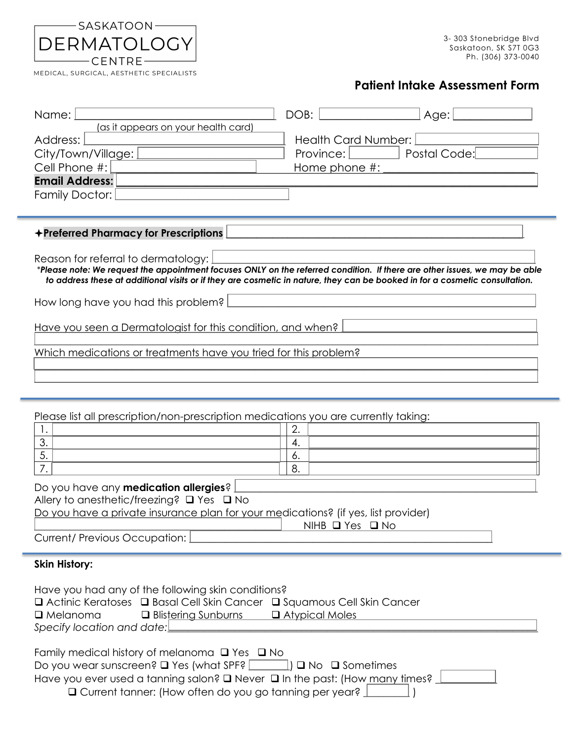SASKATOON
# DERMATOLOGY
CENTRE
MEDICAL, SURGICAL, AESTHETIC SPECIALISTS

3- 303 Stonebridge Blvd
Saskatoon, SK S7T 0G3
Ph. (306) 373-0040

## Patient Intake Assessment Form

Name: ______________________ DOB: ______________ Age: __________
(as it appears on your health card)
Address: ______________________ Health Card Number: ______________
City/Town/Village: ______________________ Province: __________ Postal Code: __________
Cell Phone #: ______________________ Home phone #: ______________________
**Email Address:** ______________________________________________
Family Doctor: ______________________

---

✦**Preferred Pharmacy for Prescriptions** ______________________________________________

Reason for referral to dermatology: ______________________________________________

*\*Please note: We request the appointment focuses ONLY on the referred condition. If there are other issues, we may be able to address these at additional visits or if they are cosmetic in nature, they can be booked in for a cosmetic consultation.*

How long have you had this problem? ______________________________________________

Have you seen a Dermatologist for this condition, and when? ______________________________________________

Which medications or treatments have you tried for this problem?
______________________________________________

---

Please list all prescription/non-prescription medications you are currently taking:

| | | | |
|---|---|---|---|
| 1. | | 2. | |
| 3. | | 4. | |
| 5. | | 6. | |
| 7. | | 8. | |

Do you have any **medication allergies**? ______________________________________________
Allery to anesthetic/freezing? ❑ Yes ❑ No
Do you have a private insurance plan for your medications? (if yes, list provider)
______________________ NIHB ❑ Yes ❑ No
Current/ Previous Occupation: ______________________________________________

---

**Skin History:**

Have you had any of the following skin conditions?
❑ Actinic Keratoses ❑ Basal Cell Skin Cancer ❑ Squamous Cell Skin Cancer
❑ Melanoma ❑ Blistering Sunburns ❑ Atypical Moles
*Specify location and date:* ______________________________________________

Family medical history of melanoma ❑ Yes ❑ No
Do you wear sunscreen? ❑ Yes (what SPF? ________) ❑ No ❑ Sometimes
Have you ever used a tanning salon? ❑ Never ❑ In the past: (How many times? ________
❑ Current tanner: (How often do you go tanning per year? ________ )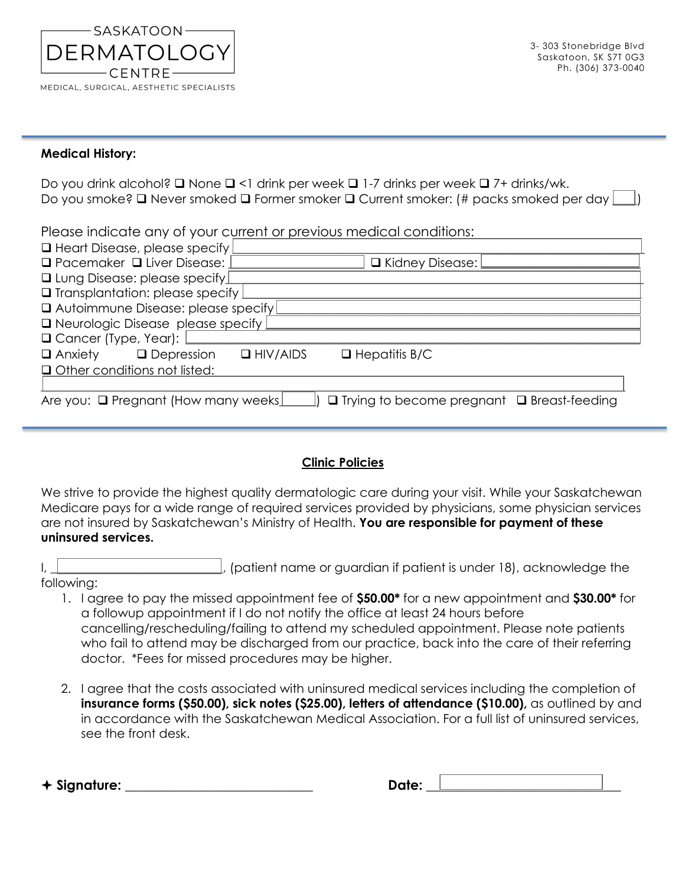SASKATOON DERMATOLOGY CENTRE

MEDICAL, SURGICAL, AESTHETIC SPECIALISTS

3- 303 Stonebridge Blvd
Saskatoon, SK S7T 0G3
Ph. (306) 373-0040

**Medical History:**

Do you drink alcohol? ❑ None ❑ <1 drink per week ❑ 1-7 drinks per week ❑ 7+ drinks/wk.
Do you smoke? ❑ Never smoked ❑ Former smoker ❑ Current smoker: (# packs smoked per day ____)

Please indicate any of your current or previous medical conditions:

❑ Heart Disease, please specify ______________________
❑ Pacemaker ❑ Liver Disease: ____________ ❑ Kidney Disease: ____________
❑ Lung Disease: please specify ______________________
❑ Transplantation: please specify ______________________
❑ Autoimmune Disease: please specify ______________________
❑ Neurologic Disease please specify ______________________
❑ Cancer (Type, Year): ______________________
❑ Anxiety ❑ Depression ❑ HIV/AIDS ❑ Hepatitis B/C
❑ Other conditions not listed:
______________________

Are you: ❑ Pregnant (How many weeks ____) ❑ Trying to become pregnant ❑ Breast-feeding

## Clinic Policies

We strive to provide the highest quality dermatologic care during your visit. While your Saskatchewan Medicare pays for a wide range of required services provided by physicians, some physician services are not insured by Saskatchewan's Ministry of Health. **You are responsible for payment of these uninsured services.**

I, ______________________, (patient name or guardian if patient is under 18), acknowledge the following:

1. I agree to pay the missed appointment fee of **$50.00*** for a new appointment and **$30.00*** for a followup appointment if I do not notify the office at least 24 hours before cancelling/rescheduling/failing to attend my scheduled appointment. Please note patients who fail to attend may be discharged from our practice, back into the care of their referring doctor. *Fees for missed procedures may be higher.

2. I agree that the costs associated with uninsured medical services including the completion of **insurance forms ($50.00), sick notes ($25.00), letters of attendance ($10.00),** as outlined by and in accordance with the Saskatchewan Medical Association. For a full list of uninsured services, see the front desk.

✦ **Signature:** ______________________ **Date:** ______________________